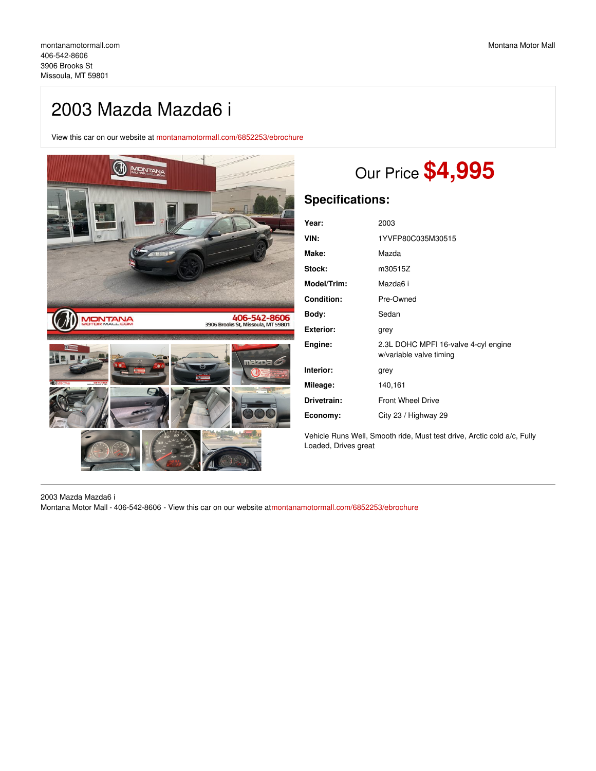montanamotormall.com
406-542-8606
3906 Brooks St
Missoula, MT 59801

Montana Motor Mall

# 2003 Mazda Mazda6 i

View this car on our website at montanamotormall.com/6852253/ebrochure

## Our Price $4,995

### Specifications:

| | |
|---|---|
| **Year:** | 2003 |
| **VIN:** | 1YVFP80C035M30515 |
| **Make:** | Mazda |
| **Stock:** | m30515Z |
| **Model/Trim:** | Mazda6 i |
| **Condition:** | Pre-Owned |
| **Body:** | Sedan |
| **Exterior:** | grey |
| **Engine:** | 2.3L DOHC MPFI 16-valve 4-cyl engine w/variable valve timing |
| **Interior:** | grey |
| **Mileage:** | 140,161 |
| **Drivetrain:** | Front Wheel Drive |
| **Economy:** | City 23 / Highway 29 |

Vehicle Runs Well, Smooth ride, Must test drive, Arctic cold a/c, Fully Loaded, Drives great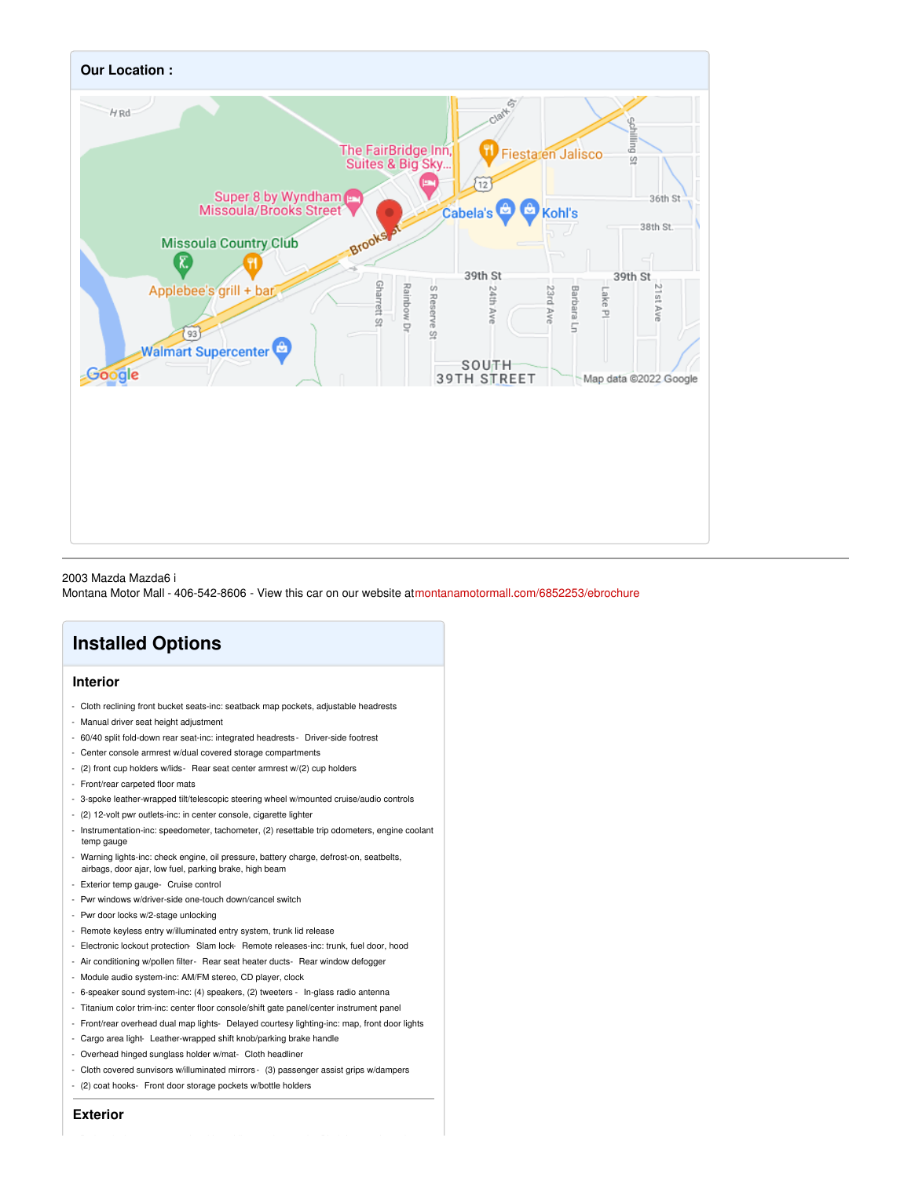## Our Location :

2003 Mazda Mazda6 i
Montana Motor Mall - 406-542-8606 - View this car on our website at montanamotormall.com/6852253/ebrochure

# Installed Options

## Interior

- Cloth reclining front bucket seats-inc: seatback map pockets, adjustable headrests
- Manual driver seat height adjustment
- 60/40 split fold-down rear seat-inc: integrated headrests - Driver-side footrest
- Center console armrest w/dual covered storage compartments
- (2) front cup holders w/lids - Rear seat center armrest w/(2) cup holders
- Front/rear carpeted floor mats
- 3-spoke leather-wrapped tilt/telescopic steering wheel w/mounted cruise/audio controls
- (2) 12-volt pwr outlets-inc: in center console, cigarette lighter
- Instrumentation-inc: speedometer, tachometer, (2) resettable trip odometers, engine coolant temp gauge
- Warning lights-inc: check engine, oil pressure, battery charge, defrost-on, seatbelts, airbags, door ajar, low fuel, parking brake, high beam
- Exterior temp gauge - Cruise control
- Pwr windows w/driver-side one-touch down/cancel switch
- Pwr door locks w/2-stage unlocking
- Remote keyless entry w/illuminated entry system, trunk lid release
- Electronic lockout protection - Slam lock - Remote releases-inc: trunk, fuel door, hood
- Air conditioning w/pollen filter - Rear seat heater ducts - Rear window defogger
- Module audio system-inc: AM/FM stereo, CD player, clock
- 6-speaker sound system-inc: (4) speakers, (2) tweeters - In-glass radio antenna
- Titanium color trim-inc: center floor console/shift gate panel/center instrument panel
- Front/rear overhead dual map lights - Delayed courtesy lighting-inc: map, front door lights
- Cargo area light - Leather-wrapped shift knob/parking brake handle
- Overhead hinged sunglass holder w/mat - Cloth headliner
- Cloth covered sunvisors w/illuminated mirrors - (3) passenger assist grips w/dampers
- (2) coat hooks - Front door storage pockets w/bottle holders

## Exterior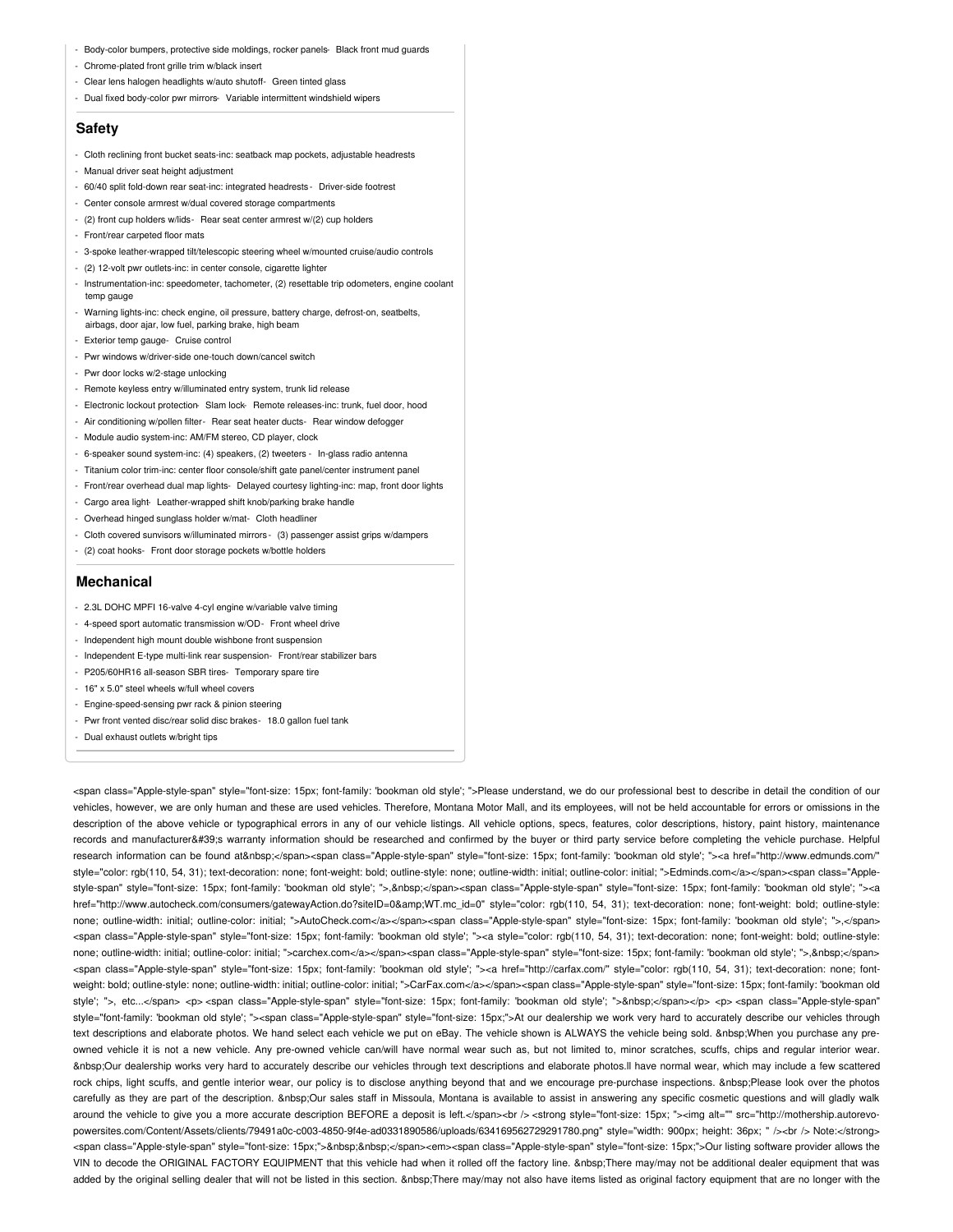- Body-color bumpers, protective side moldings, rocker panels- Black front mud guards
- Chrome-plated front grille trim w/black insert
- Clear lens halogen headlights w/auto shutoff- Green tinted glass
- Dual fixed body-color pwr mirrors- Variable intermittent windshield wipers

## Safety

- Cloth reclining front bucket seats-inc: seatback map pockets, adjustable headrests
- Manual driver seat height adjustment
- 60/40 split fold-down rear seat-inc: integrated headrests - Driver-side footrest
- Center console armrest w/dual covered storage compartments
- (2) front cup holders w/lids- Rear seat center armrest w/(2) cup holders
- Front/rear carpeted floor mats
- 3-spoke leather-wrapped tilt/telescopic steering wheel w/mounted cruise/audio controls
- (2) 12-volt pwr outlets-inc: in center console, cigarette lighter
- Instrumentation-inc: speedometer, tachometer, (2) resettable trip odometers, engine coolant temp gauge
- Warning lights-inc: check engine, oil pressure, battery charge, defrost-on, seatbelts, airbags, door ajar, low fuel, parking brake, high beam
- Exterior temp gauge- Cruise control
- Pwr windows w/driver-side one-touch down/cancel switch
- Pwr door locks w/2-stage unlocking
- Remote keyless entry w/illuminated entry system, trunk lid release
- Electronic lockout protection- Slam lock- Remote releases-inc: trunk, fuel door, hood
- Air conditioning w/pollen filter- Rear seat heater ducts- Rear window defogger
- Module audio system-inc: AM/FM stereo, CD player, clock
- 6-speaker sound system-inc: (4) speakers, (2) tweeters - In-glass radio antenna
- Titanium color trim-inc: center floor console/shift gate panel/center instrument panel
- Front/rear overhead dual map lights- Delayed courtesy lighting-inc: map, front door lights
- Cargo area light- Leather-wrapped shift knob/parking brake handle
- Overhead hinged sunglass holder w/mat- Cloth headliner
- Cloth covered sunvisors w/illuminated mirrors - (3) passenger assist grips w/dampers
- (2) coat hooks- Front door storage pockets w/bottle holders

## Mechanical

- 2.3L DOHC MPFI 16-valve 4-cyl engine w/variable valve timing
- 4-speed sport automatic transmission w/OD- Front wheel drive
- Independent high mount double wishbone front suspension
- Independent E-type multi-link rear suspension- Front/rear stabilizer bars
- P205/60HR16 all-season SBR tires- Temporary spare tire
- 16" x 5.0" steel wheels w/full wheel covers
- Engine-speed-sensing pwr rack & pinion steering
- Pwr front vented disc/rear solid disc brakes- 18.0 gallon fuel tank
- Dual exhaust outlets w/bright tips

<span class="Apple-style-span" style="font-size: 15px; font-family: 'bookman old style'; ">Please understand, we do our professional best to describe in detail the condition of our vehicles, however, we are only human and these are used vehicles. Therefore, Montana Motor Mall, and its employees, will not be held accountable for errors or omissions in the description of the above vehicle or typographical errors in any of our vehicle listings. All vehicle options, specs, features, color descriptions, history, paint history, maintenance records and manufacturer&#39;s warranty information should be researched and confirmed by the buyer or third party service before completing the vehicle purchase. Helpful research information can be found at&nbsp;</span><span class="Apple-style-span" style="font-size: 15px; font-family: 'bookman old style'; "><a href="http://www.edmunds.com/" style="color: rgb(110, 54, 31); text-decoration: none; font-weight: bold; outline-style: none; outline-width: initial; outline-color: initial; ">Edminds.com</a></span><span class="Apple-style-span" style="font-size: 15px; font-family: 'bookman old style'; ">,&nbsp;</span><span class="Apple-style-span" style="font-size: 15px; font-family: 'bookman old style'; "><a href="http://www.autocheck.com/consumers/gatewayAction.do?siteID=0&amp;WT.mc_id=0" style="color: rgb(110, 54, 31); text-decoration: none; font-weight: bold; outline-style: none; outline-width: initial; outline-color: initial; ">AutoCheck.com</a></span><span class="Apple-style-span" style="font-size: 15px; font-family: 'bookman old style'; ">,</span> <span class="Apple-style-span" style="font-size: 15px; font-family: 'bookman old style'; "><a style="color: rgb(110, 54, 31); text-decoration: none; font-weight: bold; outline-style: none; outline-width: initial; outline-color: initial; ">carchex.com</a></span><span class="Apple-style-span" style="font-size: 15px; font-family: 'bookman old style'; ">,&nbsp;</span> <span class="Apple-style-span" style="font-size: 15px; font-family: 'bookman old style'; "><a href="http://carfax.com/" style="color: rgb(110, 54, 31); text-decoration: none; font-weight: bold; outline-style: none; outline-width: initial; outline-color: initial; ">CarFax.com</a></span><span class="Apple-style-span" style="font-size: 15px; font-family: 'bookman old style'; ">, etc...</span> <p> <span class="Apple-style-span" style="font-size: 15px; font-family: 'bookman old style'; ">&nbsp;</span></p> <p> <span class="Apple-style-span" style="font-family: 'bookman old style'; "><span class="Apple-style-span" style="font-size: 15px;">At our dealership we work very hard to accurately describe our vehicles through text descriptions and elaborate photos. We hand select each vehicle we put on eBay. The vehicle shown is ALWAYS the vehicle being sold. &nbsp;When you purchase any pre-owned vehicle it is not a new vehicle. Any pre-owned vehicle can/will have normal wear such as, but not limited to, minor scratches, scuffs, chips and regular interior wear. &nbsp;Our dealership works very hard to accurately describe our vehicles through text descriptions and elaborate photos.ll have normal wear, which may include a few scattered rock chips, light scuffs, and gentle interior wear, our policy is to disclose anything beyond that and we encourage pre-purchase inspections. &nbsp;Please look over the photos carefully as they are part of the description. &nbsp;Our sales staff in Missoula, Montana is available to assist in answering any specific cosmetic questions and will gladly walk around the vehicle to give you a more accurate description BEFORE a deposit is left.</span><br /> <strong style="font-size: 15px; "><img alt="" src="http://mothership.autorevo-powersites.com/Content/Assets/clients/79491a0c-c003-4850-9f4e-ad0331890586/uploads/634169562729291780.png" style="width: 900px; height: 36px; " /><br /> Note:</strong> <span class="Apple-style-span" style="font-size: 15px;">&nbsp;&nbsp;</span><em><span class="Apple-style-span" style="font-size: 15px;">Our listing software provider allows the VIN to decode the ORIGINAL FACTORY EQUIPMENT that this vehicle had when it rolled off the factory line. &nbsp;There may/may not be additional dealer equipment that was added by the original selling dealer that will not be listed in this section. &nbsp;There may/may not also have items listed as original factory equipment that are no longer with the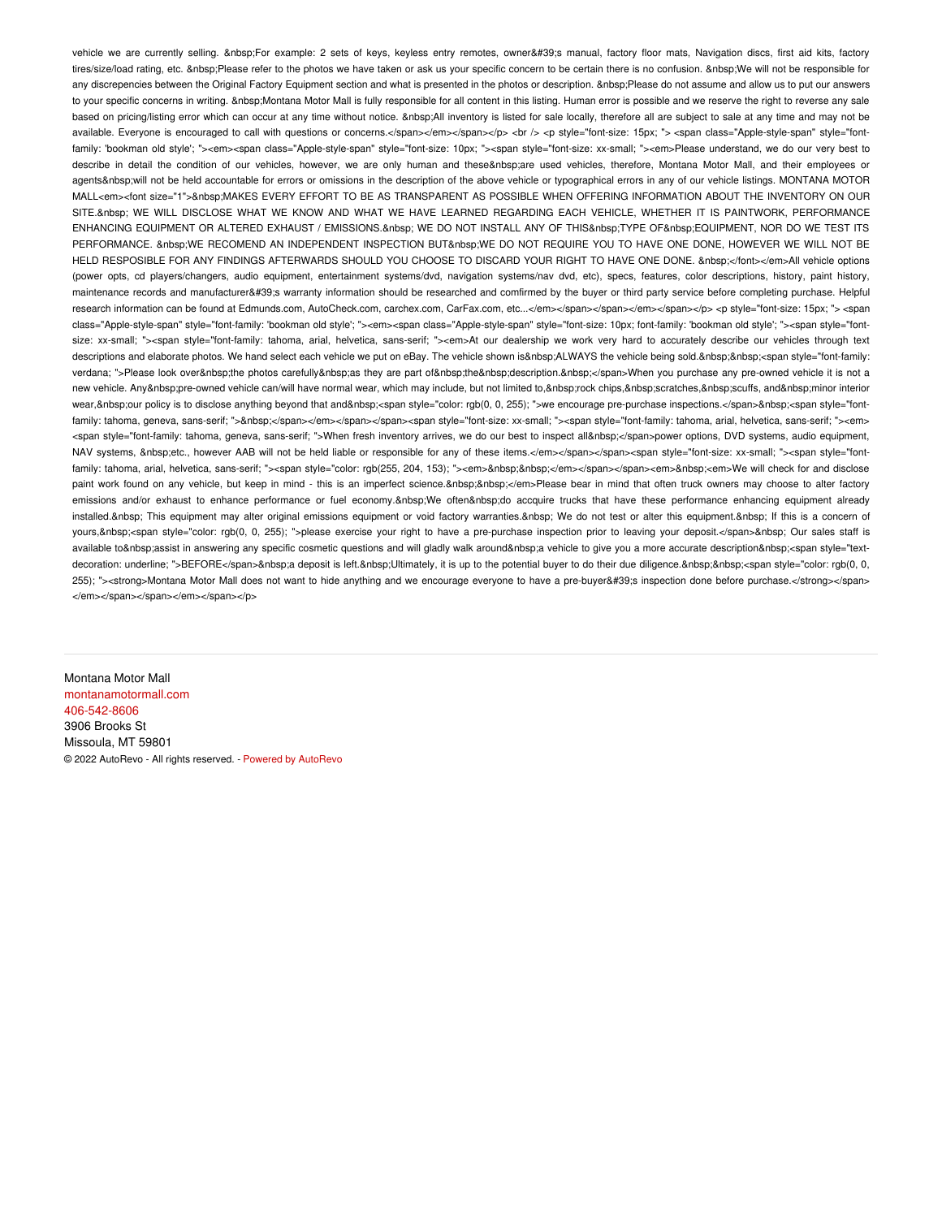vehicle we are currently selling. &nbsp;For example: 2 sets of keys, keyless entry remotes, owner&#39;s manual, factory floor mats, Navigation discs, first aid kits, factory tires/size/load rating, etc. &nbsp;Please refer to the photos we have taken or ask us your specific concern to be certain there is no confusion. &nbsp;We will not be responsible for any discrepencies between the Original Factory Equipment section and what is presented in the photos or description. &nbsp;Please do not assume and allow us to put our answers to your specific concerns in writing. &nbsp;Montana Motor Mall is fully responsible for all content in this listing. Human error is possible and we reserve the right to reverse any sale based on pricing/listing error which can occur at any time without notice. &nbsp;All inventory is listed for sale locally, therefore all are subject to sale at any time and may not be available. Everyone is encouraged to call with questions or concerns.</span></em></span></p> <br /> <p style="font-size: 15px; "> <span class="Apple-style-span" style="font-family: 'bookman old style'; "><em><span class="Apple-style-span" style="font-size: 10px; "><span style="font-size: xx-small; "><em>Please understand, we do our very best to describe in detail the condition of our vehicles, however, we are only human and these&nbsp;are used vehicles, therefore, Montana Motor Mall, and their employees or agents&nbsp;will not be held accountable for errors or omissions in the description of the above vehicle or typographical errors in any of our vehicle listings. MONTANA MOTOR MALL<em><font size="1">&nbsp;MAKES EVERY EFFORT TO BE AS TRANSPARENT AS POSSIBLE WHEN OFFERING INFORMATION ABOUT THE INVENTORY ON OUR SITE.&nbsp; WE WILL DISCLOSE WHAT WE KNOW AND WHAT WE HAVE LEARNED REGARDING EACH VEHICLE, WHETHER IT IS PAINTWORK, PERFORMANCE ENHANCING EQUIPMENT OR ALTERED EXHAUST / EMISSIONS.&nbsp; WE DO NOT INSTALL ANY OF THIS&nbsp;TYPE OF&nbsp;EQUIPMENT, NOR DO WE TEST ITS PERFORMANCE. &nbsp;WE RECOMEND AN INDEPENDENT INSPECTION BUT&nbsp;WE DO NOT REQUIRE YOU TO HAVE ONE DONE, HOWEVER WE WILL NOT BE HELD RESPOSIBLE FOR ANY FINDINGS AFTERWARDS SHOULD YOU CHOOSE TO DISCARD YOUR RIGHT TO HAVE ONE DONE. &nbsp;</font></em>All vehicle options (power opts, cd players/changers, audio equipment, entertainment systems/dvd, navigation systems/nav dvd, etc), specs, features, color descriptions, history, paint history, maintenance records and manufacturer&#39;s warranty information should be researched and comfirmed by the buyer or third party service before completing purchase. Helpful research information can be found at Edmunds.com, AutoCheck.com, carchex.com, CarFax.com, etc...</em></span></span></em></span></p> <p style="font-size: 15px; "> <span class="Apple-style-span" style="font-family: 'bookman old style'; "><em><span class="Apple-style-span" style="font-size: 10px; font-family: 'bookman old style'; "><span style="font-size: xx-small; "><span style="font-family: tahoma, arial, helvetica, sans-serif; "><em>At our dealership we work very hard to accurately describe our vehicles through text descriptions and elaborate photos. We hand select each vehicle we put on eBay. The vehicle shown is&nbsp;ALWAYS the vehicle being sold.&nbsp;&nbsp;<span style="font-family: verdana; ">Please look over&nbsp;the photos carefully&nbsp;as they are part of&nbsp;the&nbsp;description.&nbsp;</span>When you purchase any pre-owned vehicle it is not a new vehicle. Any&nbsp;pre-owned vehicle can/will have normal wear, which may include, but not limited to,&nbsp;rock chips,&nbsp;scratches,&nbsp;scuffs, and&nbsp;minor interior wear,&nbsp;our policy is to disclose anything beyond that and&nbsp;<span style="color: rgb(0, 0, 255); ">we encourage pre-purchase inspections.</span>&nbsp;<span style="font-family: tahoma, geneva, sans-serif; ">&nbsp;</span></em></span></span><span style="font-size: xx-small; "><span style="font-family: tahoma, arial, helvetica, sans-serif; "><em><span style="font-family: tahoma, geneva, sans-serif; ">When fresh inventory arrives, we do our best to inspect all&nbsp;</span>power options, DVD systems, audio equipment, NAV systems, &nbsp;etc., however AAB will not be held liable or responsible for any of these items.</em></span></span><span style="font-size: xx-small; "><span style="font-family: tahoma, arial, helvetica, sans-serif; "><span style="color: rgb(255, 204, 153); "><em>&nbsp;&nbsp;</em></span></span><em>&nbsp;<em>We will check for and disclose paint work found on any vehicle, but keep in mind - this is an imperfect science.&nbsp;&nbsp;</em>Please bear in mind that often truck owners may choose to alter factory emissions and/or exhaust to enhance performance or fuel economy.&nbsp;We often&nbsp;do accquire trucks that have these performance enhancing equipment already installed.&nbsp; This equipment may alter original emissions equipment or void factory warranties.&nbsp; We do not test or alter this equipment.&nbsp; If this is a concern of yours,&nbsp;<span style="color: rgb(0, 0, 255); ">please exercise your right to have a pre-purchase inspection prior to leaving your deposit.</span>&nbsp; Our sales staff is available to&nbsp;assist in answering any specific cosmetic questions and will gladly walk around&nbsp;a vehicle to give you a more accurate description&nbsp;<span style="text-decoration: underline; ">BEFORE</span>&nbsp;a deposit is left.&nbsp;Ultimately, it is up to the potential buyer to do their due diligence.&nbsp;&nbsp;<span style="color: rgb(0, 0, 255); "><strong>Montana Motor Mall does not want to hide anything and we encourage everyone to have a pre-buyer&#39;s inspection done before purchase.</strong></span></em></span></span></em></span></p>

---

Montana Motor Mall
montanamotormall.com
406-542-8606
3906 Brooks St
Missoula, MT 59801
© 2022 AutoRevo - All rights reserved. - Powered by AutoRevo